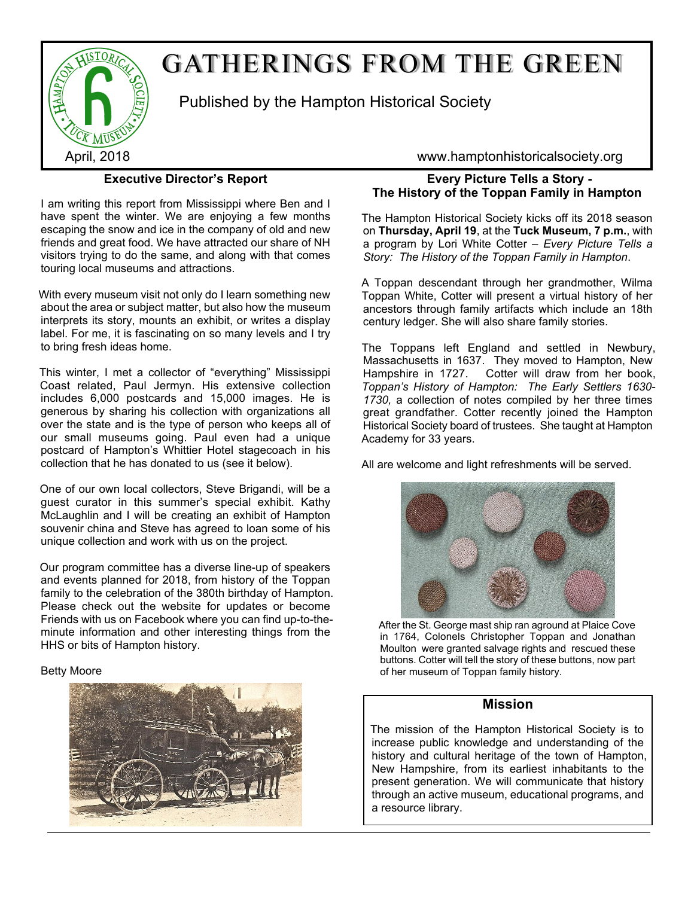# GATHERINGS FROM THE GREEN

Published by the Hampton Historical Society

April, 2018

www.hamptonhistoricalsociety.org

## Executive Director's Report

I am writing this report from Mississippi where Ben and I have spent the winter. We are enjoying a few months escaping the snow and ice in the company of old and new friends and great food. We have attracted our share of NH visitors trying to do the same, and along with that comes touring local museums and attractions.

With every museum visit not only do I learn something new about the area or subject matter, but also how the museum interprets its story, mounts an exhibit, or writes a display label. For me, it is fascinating on so many levels and I try to bring fresh ideas home.

This winter, I met a collector of "everything" Mississippi Coast related, Paul Jermyn. His extensive collection includes 6,000 postcards and 15,000 images. He is generous by sharing his collection with organizations all over the state and is the type of person who keeps all of our small museums going. Paul even had a unique postcard of Hampton's Whittier Hotel stagecoach in his collection that he has donated to us (see it below).

One of our own local collectors, Steve Brigandi, will be a guest curator in this summer's special exhibit. Kathy McLaughlin and I will be creating an exhibit of Hampton souvenir china and Steve has agreed to loan some of his unique collection and work with us on the project.

Our program committee has a diverse line-up of speakers and events planned for 2018, from history of the Toppan family to the celebration of the 380th birthday of Hampton. Please check out the website for updates or become Friends with us on Facebook where you can find up-to-the-minute information and other interesting things from the HHS or bits of Hampton history.

Betty Moore

## Every Picture Tells a Story - The History of the Toppan Family in Hampton

The Hampton Historical Society kicks off its 2018 season on **Thursday, April 19**, at the **Tuck Museum, 7 p.m.**, with a program by Lori White Cotter – *Every Picture Tells a Story: The History of the Toppan Family in Hampton*.

A Toppan descendant through her grandmother, Wilma Toppan White, Cotter will present a virtual history of her ancestors through family artifacts which include an 18th century ledger. She will also share family stories.

The Toppans left England and settled in Newbury, Massachusetts in 1637. They moved to Hampton, New Hampshire in 1727. Cotter will draw from her book, *Toppan's History of Hampton: The Early Settlers 1630-1730,* a collection of notes compiled by her three times great grandfather. Cotter recently joined the Hampton Historical Society board of trustees. She taught at Hampton Academy for 33 years.

All are welcome and light refreshments will be served.

After the St. George mast ship ran aground at Plaice Cove in 1764, Colonels Christopher Toppan and Jonathan Moulton were granted salvage rights and rescued these buttons. Cotter will tell the story of these buttons, now part of her museum of Toppan family history.

## Mission

The mission of the Hampton Historical Society is to increase public knowledge and understanding of the history and cultural heritage of the town of Hampton, New Hampshire, from its earliest inhabitants to the present generation. We will communicate that history through an active museum, educational programs, and a resource library.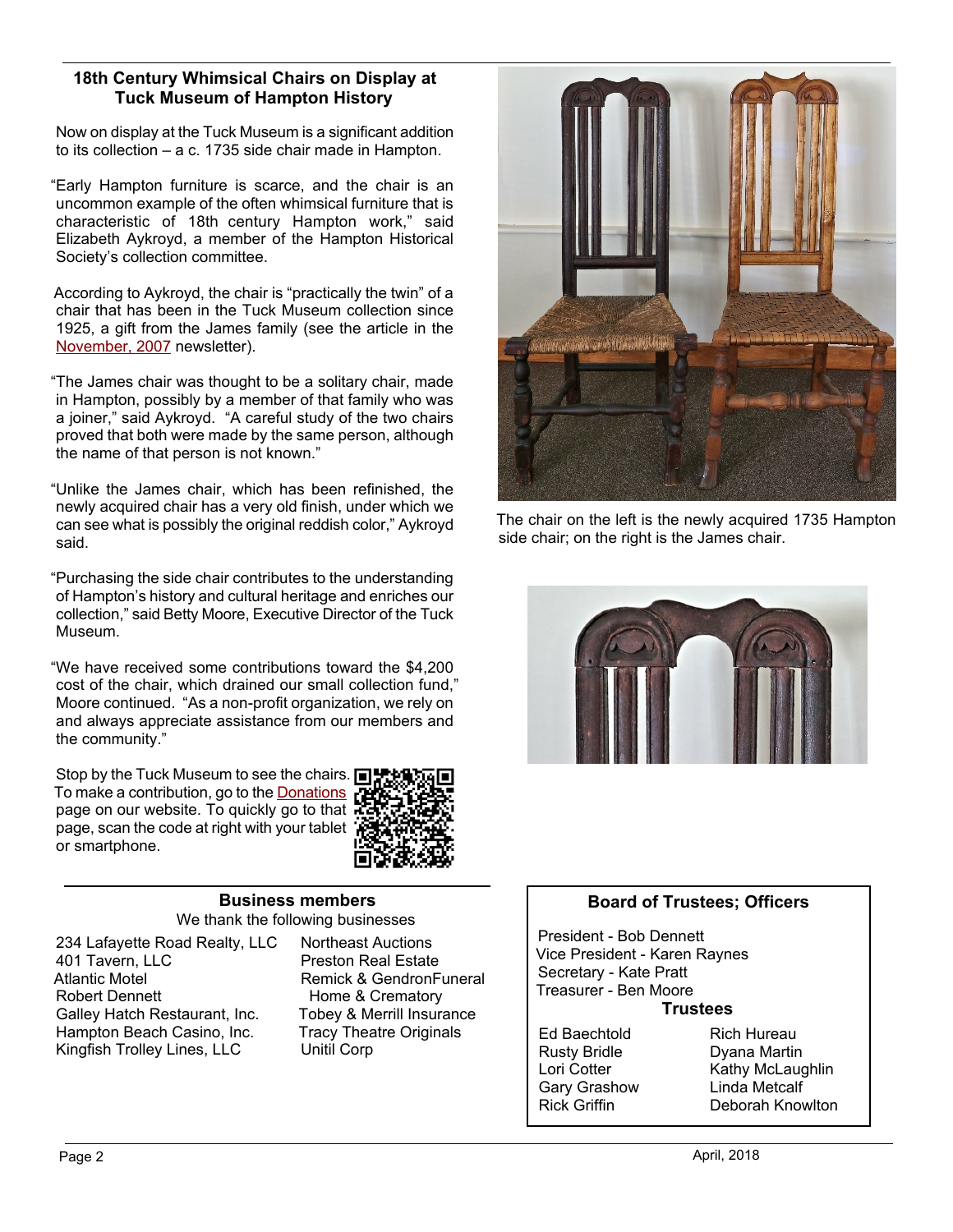## 18th Century Whimsical Chairs on Display at Tuck Museum of Hampton History

Now on display at the Tuck Museum is a significant addition to its collection – a c. 1735 side chair made in Hampton.

"Early Hampton furniture is scarce, and the chair is an uncommon example of the often whimsical furniture that is characteristic of 18th century Hampton work," said Elizabeth Aykroyd, a member of the Hampton Historical Society's collection committee.

According to Aykroyd, the chair is "practically the twin" of a chair that has been in the Tuck Museum collection since 1925, a gift from the James family (see the article in the November, 2007 newsletter).

"The James chair was thought to be a solitary chair, made in Hampton, possibly by a member of that family who was a joiner," said Aykroyd. "A careful study of the two chairs proved that both were made by the same person, although the name of that person is not known."

"Unlike the James chair, which has been refinished, the newly acquired chair has a very old finish, under which we can see what is possibly the original reddish color," Aykroyd said.

"Purchasing the side chair contributes to the understanding of Hampton's history and cultural heritage and enriches our collection," said Betty Moore, Executive Director of the Tuck Museum.

"We have received some contributions toward the $4,200 cost of the chair, which drained our small collection fund," Moore continued. "As a non-profit organization, we rely on and always appreciate assistance from our members and the community."

Stop by the Tuck Museum to see the chairs. To make a contribution, go to the Donations page on our website. To quickly go to that page, scan the code at right with your tablet or smartphone.

The chair on the left is the newly acquired 1735 Hampton side chair; on the right is the James chair.

### Business members

We thank the following businesses

- 234 Lafayette Road Realty, LLC
- 401 Tavern, LLC
- Atlantic Motel
- Robert Dennett
- Galley Hatch Restaurant, Inc.
- Hampton Beach Casino, Inc.
- Kingfish Trolley Lines, LLC
- Northeast Auctions
- Preston Real Estate
- Remick & GendronFuneral Home & Crematory
- Tobey & Merrill Insurance
- Tracy Theatre Originals
- Unitil Corp

### Board of Trustees; Officers

President - Bob Dennett
Vice President - Karen Raynes
Secretary - Kate Pratt
Treasurer - Ben Moore

**Trustees**

- Ed Baechtold
- Rusty Bridle
- Lori Cotter
- Gary Grashow
- Rick Griffin
- Rich Hureau
- Dyana Martin
- Kathy McLaughlin
- Linda Metcalf
- Deborah Knowlton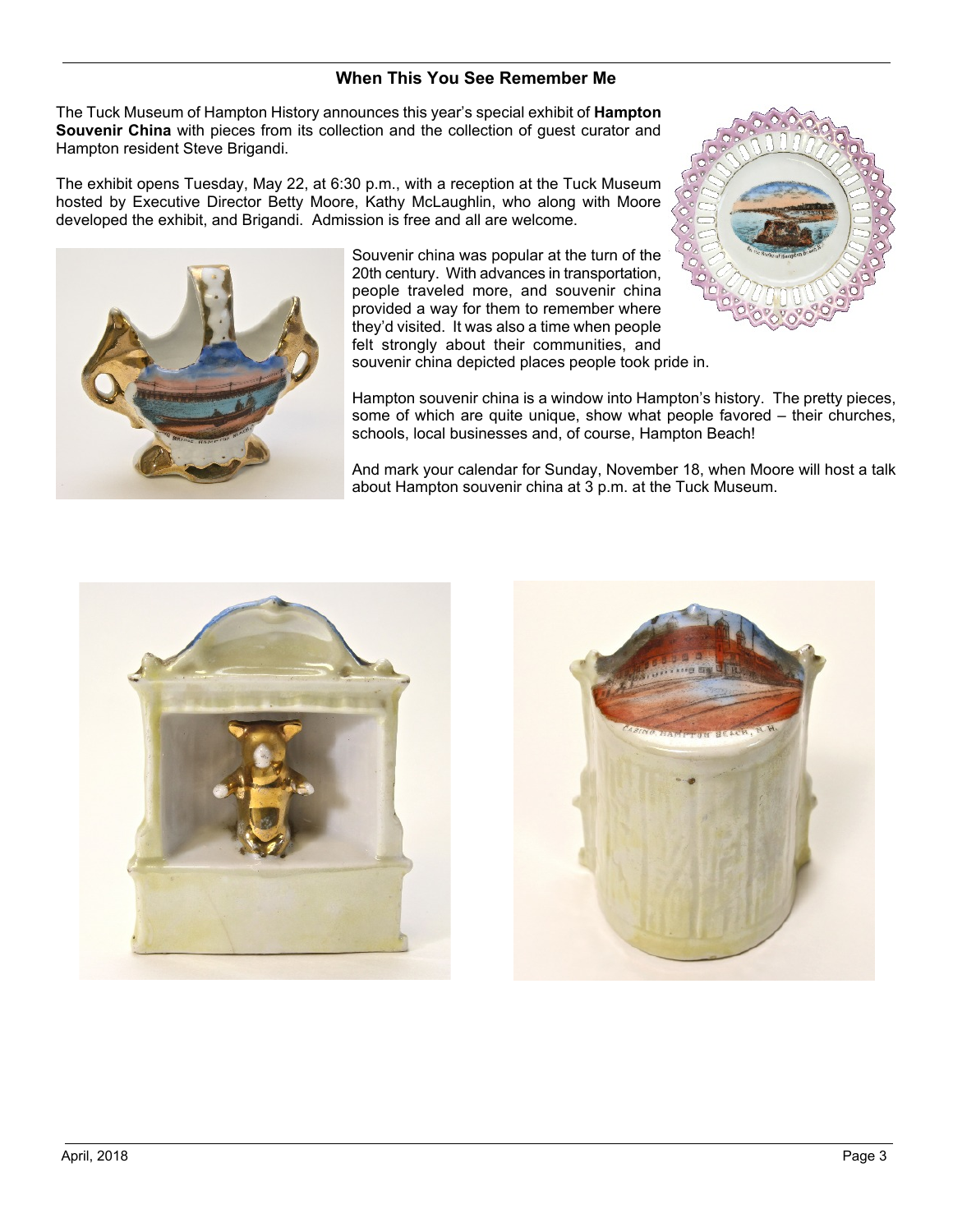### When This You See Remember Me

The Tuck Museum of Hampton History announces this year's special exhibit of **Hampton Souvenir China** with pieces from its collection and the collection of guest curator and Hampton resident Steve Brigandi.

The exhibit opens Tuesday, May 22, at 6:30 p.m., with a reception at the Tuck Museum hosted by Executive Director Betty Moore, Kathy McLaughlin, who along with Moore developed the exhibit, and Brigandi. Admission is free and all are welcome.

Souvenir china was popular at the turn of the 20th century. With advances in transportation, people traveled more, and souvenir china provided a way for them to remember where they'd visited. It was also a time when people felt strongly about their communities, and souvenir china depicted places people took pride in.

Hampton souvenir china is a window into Hampton's history. The pretty pieces, some of which are quite unique, show what people favored – their churches, schools, local businesses and, of course, Hampton Beach!

And mark your calendar for Sunday, November 18, when Moore will host a talk about Hampton souvenir china at 3 p.m. at the Tuck Museum.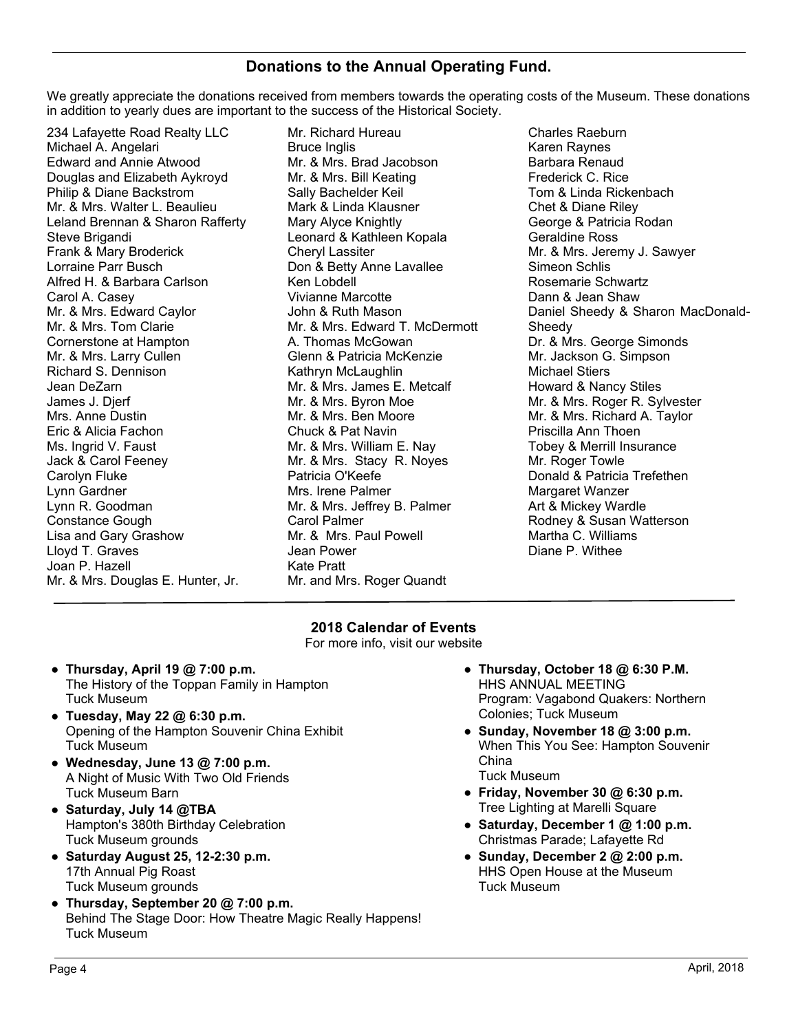## Donations to the Annual Operating Fund.

We greatly appreciate the donations received from members towards the operating costs of the Museum. These donations in addition to yearly dues are important to the success of the Historical Society.

234 Lafayette Road Realty LLC
Michael A. Angelari
Edward and Annie Atwood
Douglas and Elizabeth Aykroyd
Philip & Diane Backstrom
Mr. & Mrs. Walter L. Beaulieu
Leland Brennan & Sharon Rafferty
Steve Brigandi
Frank & Mary Broderick
Lorraine Parr Busch
Alfred H. & Barbara Carlson
Carol A. Casey
Mr. & Mrs. Edward Caylor
Mr. & Mrs. Tom Clarie
Cornerstone at Hampton
Mr. & Mrs. Larry Cullen
Richard S. Dennison
Jean DeZarn
James J. Djerf
Mrs. Anne Dustin
Eric & Alicia Fachon
Ms. Ingrid V. Faust
Jack & Carol Feeney
Carolyn Fluke
Lynn Gardner
Lynn R. Goodman
Constance Gough
Lisa and Gary Grashow
Lloyd T. Graves
Joan P. Hazell
Mr. & Mrs. Douglas E. Hunter, Jr.
Mr. Richard Hureau
Bruce Inglis
Mr. & Mrs. Brad Jacobson
Mr. & Mrs. Bill Keating
Sally Bachelder Keil
Mark & Linda Klausner
Mary Alyce Knightly
Leonard & Kathleen Kopala
Cheryl Lassiter
Don & Betty Anne Lavallee
Ken Lobdell
Vivianne Marcotte
John & Ruth Mason
Mr. & Mrs. Edward T. McDermott
A. Thomas McGowan
Glenn & Patricia McKenzie
Kathryn McLaughlin
Mr. & Mrs. James E. Metcalf
Mr. & Mrs. Byron Moe
Mr. & Mrs. Ben Moore
Chuck & Pat Navin
Mr. & Mrs. William E. Nay
Mr. & Mrs. Stacy R. Noyes
Patricia O'Keefe
Mrs. Irene Palmer
Mr. & Mrs. Jeffrey B. Palmer
Carol Palmer
Mr. & Mrs. Paul Powell
Jean Power
Kate Pratt
Mr. and Mrs. Roger Quandt
Charles Raeburn
Karen Raynes
Barbara Renaud
Frederick C. Rice
Tom & Linda Rickenbach
Chet & Diane Riley
George & Patricia Rodan
Geraldine Ross
Mr. & Mrs. Jeremy J. Sawyer
Simeon Schlis
Rosemarie Schwartz
Dann & Jean Shaw
Daniel Sheedy & Sharon MacDonald-Sheedy
Dr. & Mrs. George Simonds
Mr. Jackson G. Simpson
Michael Stiers
Howard & Nancy Stiles
Mr. & Mrs. Roger R. Sylvester
Mr. & Mrs. Richard A. Taylor
Priscilla Ann Thoen
Tobey & Merrill Insurance
Mr. Roger Towle
Donald & Patricia Trefethen
Margaret Wanzer
Art & Mickey Wardle
Rodney & Susan Watterson
Martha C. Williams
Diane P. Withee

## 2018 Calendar of Events

For more info, visit our website

- **Thursday, April 19 @ 7:00 p.m.**
  The History of the Toppan Family in Hampton
  Tuck Museum
- **Tuesday, May 22 @ 6:30 p.m.**
  Opening of the Hampton Souvenir China Exhibit
  Tuck Museum
- **Wednesday, June 13 @ 7:00 p.m.**
  A Night of Music With Two Old Friends
  Tuck Museum Barn
- **Saturday, July 14 @TBA**
  Hampton's 380th Birthday Celebration
  Tuck Museum grounds
- **Saturday August 25, 12-2:30 p.m.**
  17th Annual Pig Roast
  Tuck Museum grounds
- **Thursday, September 20 @ 7:00 p.m.**
  Behind The Stage Door: How Theatre Magic Really Happens!
  Tuck Museum
- **Thursday, October 18 @ 6:30 P.M.**
  HHS ANNUAL MEETING
  Program: Vagabond Quakers: Northern Colonies; Tuck Museum
- **Sunday, November 18 @ 3:00 p.m.**
  When This You See: Hampton Souvenir China
  Tuck Museum
- **Friday, November 30 @ 6:30 p.m.**
  Tree Lighting at Marelli Square
- **Saturday, December 1 @ 1:00 p.m.**
  Christmas Parade; Lafayette Rd
- **Sunday, December 2 @ 2:00 p.m.**
  HHS Open House at the Museum
  Tuck Museum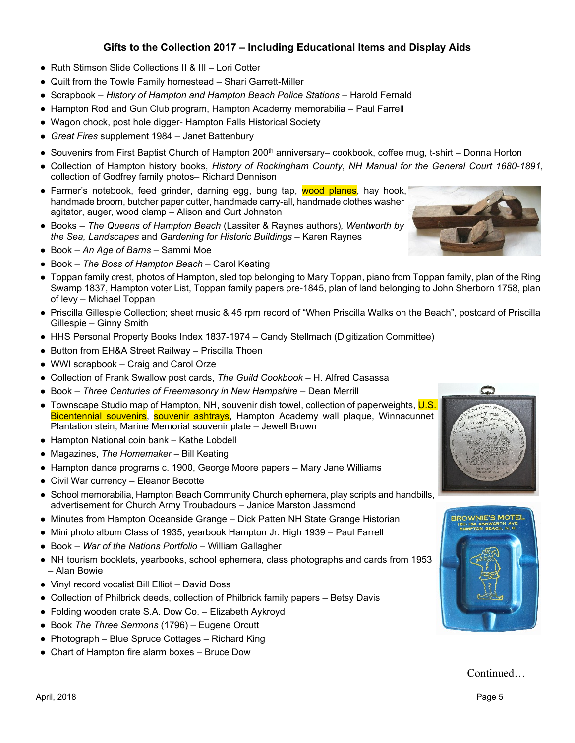### Gifts to the Collection 2017 – Including Educational Items and Display Aids

- Ruth Stimson Slide Collections II & III – Lori Cotter
- Quilt from the Towle Family homestead – Shari Garrett-Miller
- Scrapbook – *History of Hampton and Hampton Beach Police Stations* – Harold Fernald
- Hampton Rod and Gun Club program, Hampton Academy memorabilia – Paul Farrell
- Wagon chock, post hole digger- Hampton Falls Historical Society
- *Great Fires* supplement 1984 – Janet Battenbury
- Souvenirs from First Baptist Church of Hampton 200th anniversary– cookbook, coffee mug, t-shirt – Donna Horton
- Collection of Hampton history books, *History of Rockingham County*, *NH Manual for the General Court 1680-1891,* collection of Godfrey family photos– Richard Dennison
- Farmer's notebook, feed grinder, darning egg, bung tap, wood planes, hay hook, handmade broom, butcher paper cutter, handmade carry-all, handmade clothes washer agitator, auger, wood clamp – Alison and Curt Johnston
- Books – *The Queens of Hampton Beach* (Lassiter & Raynes authors)*, Wentworth by the Sea, Landscapes* and *Gardening for Historic Buildings* – Karen Raynes
- Book – *An Age of Barns* – Sammi Moe
- Book – *The Boss of Hampton Beach* – Carol Keating
- Toppan family crest, photos of Hampton, sled top belonging to Mary Toppan, piano from Toppan family, plan of the Ring Swamp 1837, Hampton voter List, Toppan family papers pre-1845, plan of land belonging to John Sherborn 1758, plan of levy – Michael Toppan
- Priscilla Gillespie Collection; sheet music & 45 rpm record of "When Priscilla Walks on the Beach", postcard of Priscilla Gillespie – Ginny Smith
- HHS Personal Property Books Index 1837-1974 – Candy Stellmach (Digitization Committee)
- Button from EH&A Street Railway – Priscilla Thoen
- WWI scrapbook – Craig and Carol Orze
- Collection of Frank Swallow post cards, *The Guild Cookbook* – H. Alfred Casassa
- Book – *Three Centuries of Freemasonry in New Hampshire* – Dean Merrill
- Townscape Studio map of Hampton, NH, souvenir dish towel, collection of paperweights, U.S. Bicentennial souvenirs, souvenir ashtrays, Hampton Academy wall plaque, Winnacunnet Plantation stein, Marine Memorial souvenir plate – Jewell Brown
- Hampton National coin bank – Kathe Lobdell
- Magazines, *The Homemaker* – Bill Keating
- Hampton dance programs c. 1900, George Moore papers – Mary Jane Williams
- Civil War currency – Eleanor Becotte
- School memorabilia, Hampton Beach Community Church ephemera, play scripts and handbills, advertisement for Church Army Troubadours – Janice Marston Jassmond
- Minutes from Hampton Oceanside Grange – Dick Patten NH State Grange Historian
- Mini photo album Class of 1935, yearbook Hampton Jr. High 1939 – Paul Farrell
- Book – *War of the Nations Portfolio* – William Gallagher
- NH tourism booklets, yearbooks, school ephemera, class photographs and cards from 1953 – Alan Bowie
- Vinyl record vocalist Bill Elliot – David Doss
- Collection of Philbrick deeds, collection of Philbrick family papers – Betsy Davis
- Folding wooden crate S.A. Dow Co. – Elizabeth Aykroyd
- Book *The Three Sermons* (1796) – Eugene Orcutt
- Photograph – Blue Spruce Cottages – Richard King
- Chart of Hampton fire alarm boxes – Bruce Dow

Continued…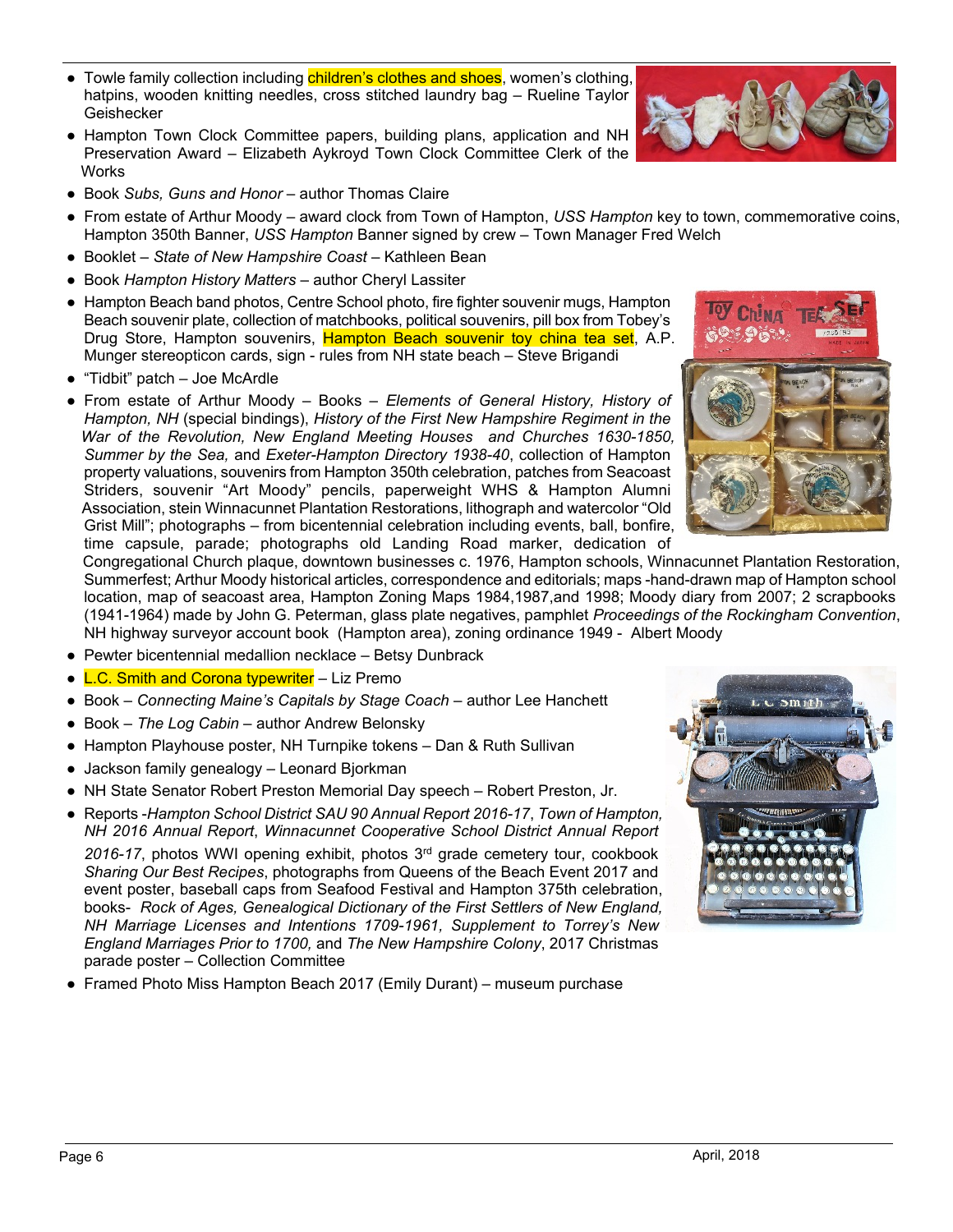- Towle family collection including children's clothes and shoes, women's clothing, hatpins, wooden knitting needles, cross stitched laundry bag – Rueline Taylor Geishecker
- Hampton Town Clock Committee papers, building plans, application and NH Preservation Award – Elizabeth Aykroyd Town Clock Committee Clerk of the Works
- Book *Subs, Guns and Honor* – author Thomas Claire
- From estate of Arthur Moody – award clock from Town of Hampton, *USS Hampton* key to town, commemorative coins, Hampton 350th Banner, *USS Hampton* Banner signed by crew – Town Manager Fred Welch
- Booklet – *State of New Hampshire Coast* – Kathleen Bean
- Book *Hampton History Matters* – author Cheryl Lassiter
- Hampton Beach band photos, Centre School photo, fire fighter souvenir mugs, Hampton Beach souvenir plate, collection of matchbooks, political souvenirs, pill box from Tobey's Drug Store, Hampton souvenirs, Hampton Beach souvenir toy china tea set, A.P. Munger stereopticon cards, sign - rules from NH state beach – Steve Brigandi
- "Tidbit" patch – Joe McArdle
- From estate of Arthur Moody – Books – *Elements of General History, History of Hampton, NH* (special bindings), *History of the First New Hampshire Regiment in the War of the Revolution, New England Meeting Houses and Churches 1630-1850, Summer by the Sea,* and *Exeter-Hampton Directory 1938-40*, collection of Hampton property valuations, souvenirs from Hampton 350th celebration, patches from Seacoast Striders, souvenir "Art Moody" pencils, paperweight WHS & Hampton Alumni Association, stein Winnacunnet Plantation Restorations, lithograph and watercolor "Old Grist Mill"; photographs – from bicentennial celebration including events, ball, bonfire, time capsule, parade; photographs old Landing Road marker, dedication of Congregational Church plaque, downtown businesses c. 1976, Hampton schools, Winnacunnet Plantation Restoration, Summerfest; Arthur Moody historical articles, correspondence and editorials; maps -hand-drawn map of Hampton school location, map of seacoast area, Hampton Zoning Maps 1984,1987,and 1998; Moody diary from 2007; 2 scrapbooks (1941-1964) made by John G. Peterman, glass plate negatives, pamphlet *Proceedings of the Rockingham Convention*, NH highway surveyor account book (Hampton area), zoning ordinance 1949 - Albert Moody
- Pewter bicentennial medallion necklace – Betsy Dunbrack
- L.C. Smith and Corona typewriter – Liz Premo
- Book – *Connecting Maine's Capitals by Stage Coach* – author Lee Hanchett
- Book – *The Log Cabin* – author Andrew Belonsky
- Hampton Playhouse poster, NH Turnpike tokens – Dan & Ruth Sullivan
- Jackson family genealogy – Leonard Bjorkman
- NH State Senator Robert Preston Memorial Day speech – Robert Preston, Jr.
- Reports -*Hampton School District SAU 90 Annual Report 2016-17*, *Town of Hampton, NH 2016 Annual Report*, *Winnacunnet Cooperative School District Annual Report 2016-17*, photos WWI opening exhibit, photos 3rd grade cemetery tour, cookbook *Sharing Our Best Recipes*, photographs from Queens of the Beach Event 2017 and event poster, baseball caps from Seafood Festival and Hampton 375th celebration, books- *Rock of Ages, Genealogical Dictionary of the First Settlers of New England, NH Marriage Licenses and Intentions 1709-1961, Supplement to Torrey's New England Marriages Prior to 1700,* and *The New Hampshire Colony*, 2017 Christmas parade poster – Collection Committee
- Framed Photo Miss Hampton Beach 2017 (Emily Durant) – museum purchase